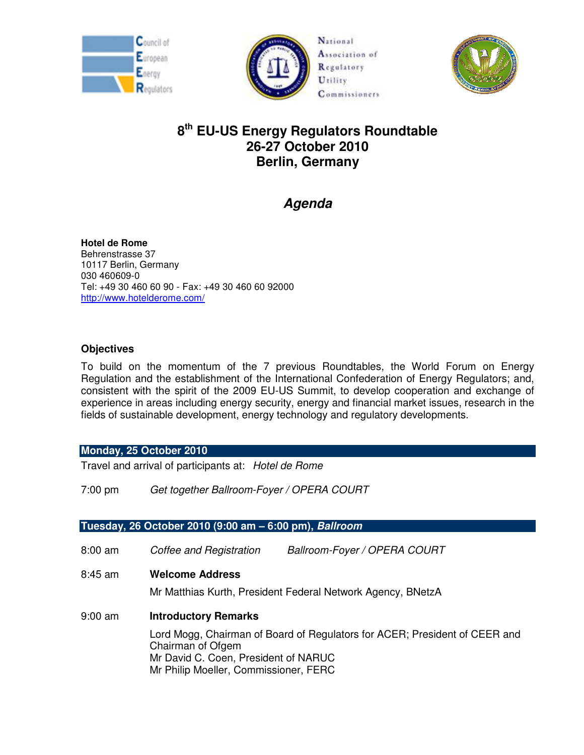# 8th EU-US Energy Regulators Roundtable
# 26-27 October 2010
# Berlin, Germany

## *Agenda*

**Hotel de Rome**
Behrenstrasse 37
10117 Berlin, Germany
030 460609-0
Tel: +49 30 460 60 90 - Fax: +49 30 460 60 92000
http://www.hotelderome.com/

### Objectives

To build on the momentum of the 7 previous Roundtables, the World Forum on Energy Regulation and the establishment of the International Confederation of Energy Regulators; and, consistent with the spirit of the 2009 EU-US Summit, to develop cooperation and exchange of experience in areas including energy security, energy and financial market issues, research in the fields of sustainable development, energy technology and regulatory developments.

### Monday, 25 October 2010

Travel and arrival of participants at: *Hotel de Rome*

7:00 pm *Get together Ballroom-Foyer / OPERA COURT*

### Tuesday, 26 October 2010 (9:00 am – 6:00 pm), *Ballroom*

8:00 am *Coffee and Registration* *Ballroom-Foyer / OPERA COURT*

8:45 am **Welcome Address**

Mr Matthias Kurth, President Federal Network Agency, BNetzA

9:00 am **Introductory Remarks**

Lord Mogg, Chairman of Board of Regulators for ACER; President of CEER and Chairman of Ofgem
Mr David C. Coen, President of NARUC
Mr Philip Moeller, Commissioner, FERC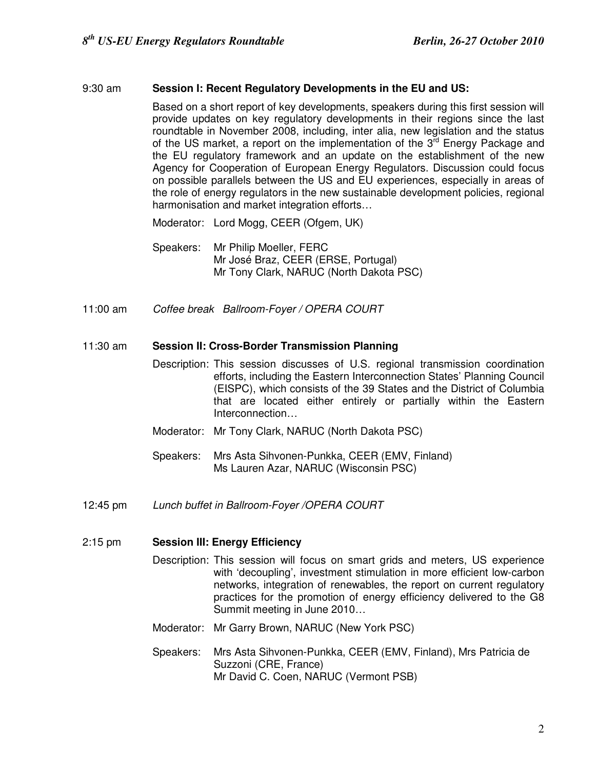9:30 am **Session I: Recent Regulatory Developments in the EU and US:**

Based on a short report of key developments, speakers during this first session will provide updates on key regulatory developments in their regions since the last roundtable in November 2008, including, inter alia, new legislation and the status of the US market, a report on the implementation of the 3rd Energy Package and the EU regulatory framework and an update on the establishment of the new Agency for Cooperation of European Energy Regulators. Discussion could focus on possible parallels between the US and EU experiences, especially in areas of the role of energy regulators in the new sustainable development policies, regional harmonisation and market integration efforts…

Moderator: Lord Mogg, CEER (Ofgem, UK)

Speakers: Mr Philip Moeller, FERC
Mr José Braz, CEER (ERSE, Portugal)
Mr Tony Clark, NARUC (North Dakota PSC)

11:00 am *Coffee break Ballroom-Foyer / OPERA COURT*

11:30 am **Session II: Cross-Border Transmission Planning**

Description: This session discusses of U.S. regional transmission coordination efforts, including the Eastern Interconnection States' Planning Council (EISPC), which consists of the 39 States and the District of Columbia that are located either entirely or partially within the Eastern Interconnection…

Moderator: Mr Tony Clark, NARUC (North Dakota PSC)

Speakers: Mrs Asta Sihvonen-Punkka, CEER (EMV, Finland)
Ms Lauren Azar, NARUC (Wisconsin PSC)

12:45 pm *Lunch buffet in Ballroom-Foyer /OPERA COURT*

2:15 pm **Session III: Energy Efficiency**

Description: This session will focus on smart grids and meters, US experience with 'decoupling', investment stimulation in more efficient low-carbon networks, integration of renewables, the report on current regulatory practices for the promotion of energy efficiency delivered to the G8 Summit meeting in June 2010…

Moderator: Mr Garry Brown, NARUC (New York PSC)

Speakers: Mrs Asta Sihvonen-Punkka, CEER (EMV, Finland), Mrs Patricia de Suzzoni (CRE, France)
Mr David C. Coen, NARUC (Vermont PSB)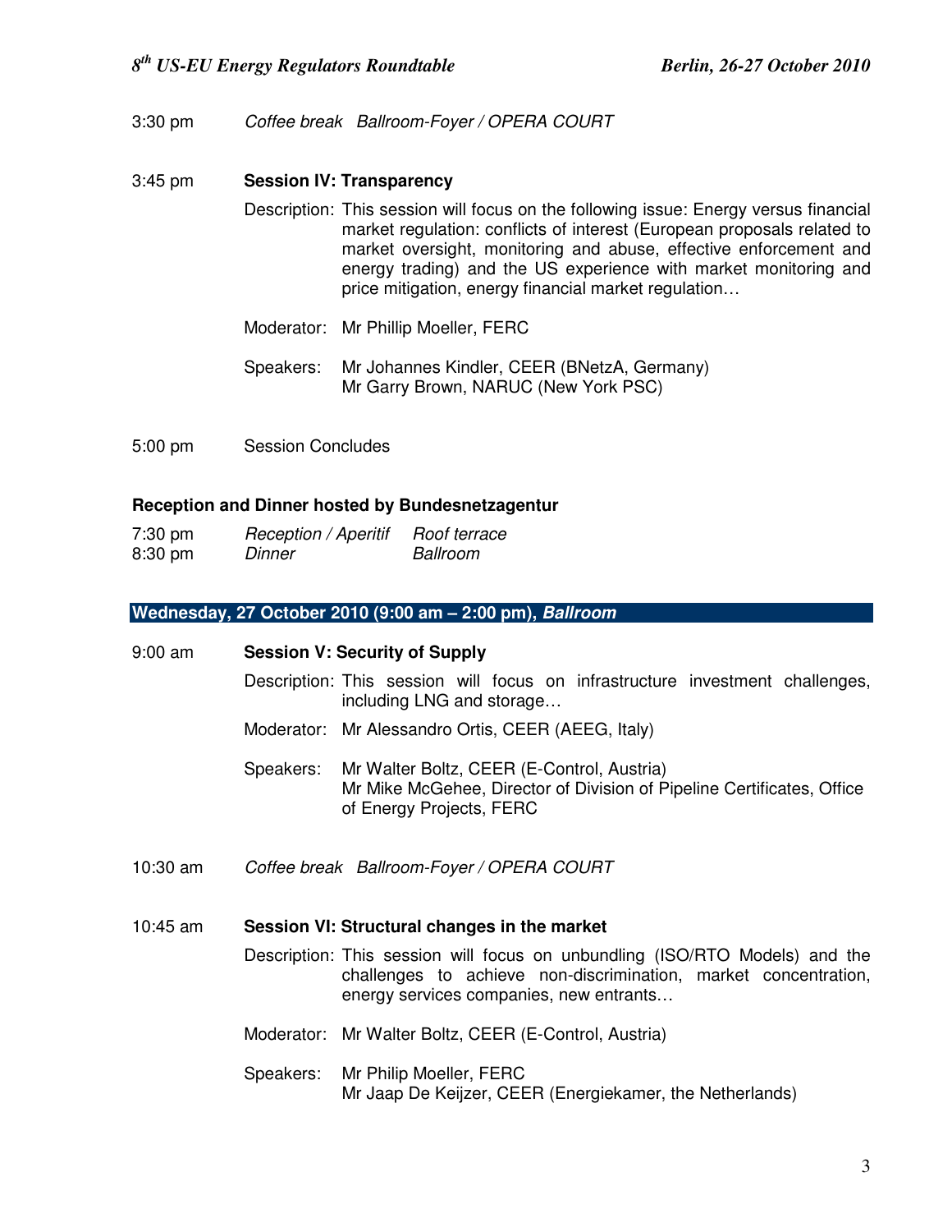3:30 pm *Coffee break Ballroom-Foyer / OPERA COURT*

3:45 pm **Session IV: Transparency**

Description: This session will focus on the following issue: Energy versus financial market regulation: conflicts of interest (European proposals related to market oversight, monitoring and abuse, effective enforcement and energy trading) and the US experience with market monitoring and price mitigation, energy financial market regulation…

Moderator: Mr Phillip Moeller, FERC

Speakers: Mr Johannes Kindler, CEER (BNetzA, Germany)
Mr Garry Brown, NARUC (New York PSC)

5:00 pm Session Concludes

**Reception and Dinner hosted by Bundesnetzagentur**

| | | |
|---|---|---|
| 7:30 pm | *Reception / Aperitif* | *Roof terrace* |
| 8:30 pm | *Dinner* | *Ballroom* |

## Wednesday, 27 October 2010 (9:00 am – 2:00 pm), *Ballroom*

9:00 am **Session V: Security of Supply**

Description: This session will focus on infrastructure investment challenges, including LNG and storage…

Moderator: Mr Alessandro Ortis, CEER (AEEG, Italy)

Speakers: Mr Walter Boltz, CEER (E-Control, Austria)
Mr Mike McGehee, Director of Division of Pipeline Certificates, Office of Energy Projects, FERC

10:30 am *Coffee break Ballroom-Foyer / OPERA COURT*

10:45 am **Session VI: Structural changes in the market**

Description: This session will focus on unbundling (ISO/RTO Models) and the challenges to achieve non-discrimination, market concentration, energy services companies, new entrants…

Moderator: Mr Walter Boltz, CEER (E-Control, Austria)

Speakers: Mr Philip Moeller, FERC
Mr Jaap De Keijzer, CEER (Energiekamer, the Netherlands)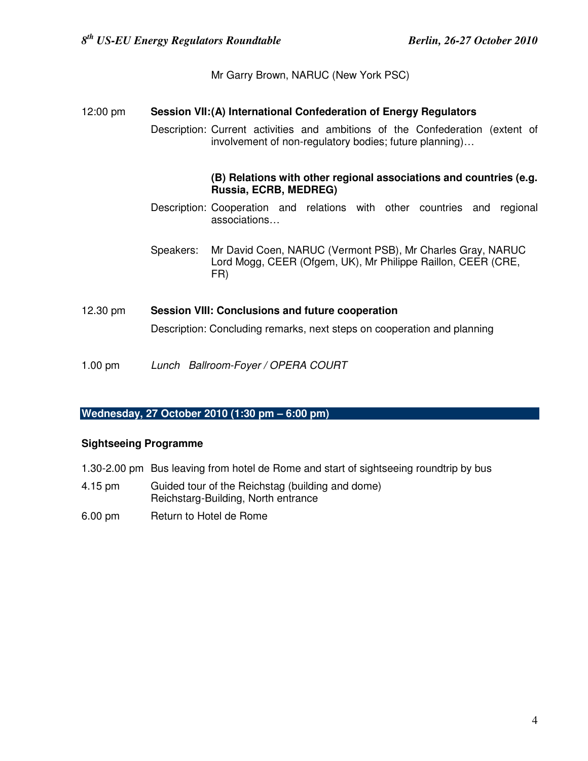Mr Garry Brown, NARUC (New York PSC)

12:00 pm **Session VII: (A) International Confederation of Energy Regulators**

Description: Current activities and ambitions of the Confederation (extent of involvement of non-regulatory bodies; future planning)…

**(B) Relations with other regional associations and countries (e.g. Russia, ECRB, MEDREG)**

Description: Cooperation and relations with other countries and regional associations…

Speakers: Mr David Coen, NARUC (Vermont PSB), Mr Charles Gray, NARUC Lord Mogg, CEER (Ofgem, UK), Mr Philippe Raillon, CEER (CRE, FR)

12.30 pm **Session VIII: Conclusions and future cooperation**

Description: Concluding remarks, next steps on cooperation and planning

1.00 pm *Lunch Ballroom-Foyer / OPERA COURT*

## Wednesday, 27 October 2010 (1:30 pm – 6:00 pm)

**Sightseeing Programme**

1.30-2.00 pm Bus leaving from hotel de Rome and start of sightseeing roundtrip by bus

4.15 pm Guided tour of the Reichstag (building and dome)
Reichstarg-Building, North entrance

6.00 pm Return to Hotel de Rome